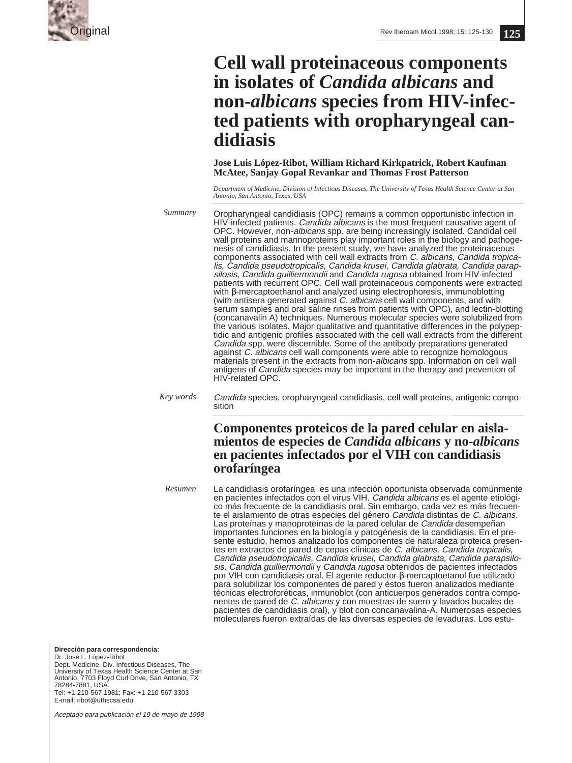Original

# Cell wall proteinaceous components in isolates of *Candida albicans* and non-*albicans* species from HIV-infected patients with oropharyngeal candidiasis

**Jose Luis López-Ribot, William Richard Kirkpatrick, Robert Kaufman McAtee, Sanjay Gopal Revankar and Thomas Frost Patterson**

*Department of Medicine, Division of Infectious Diseases, The University of Texas Health Science Center at San Antonio, San Antonio, Texas, USA*

*Summary*

Oropharyngeal candidiasis (OPC) remains a common opportunistic infection in HIV-infected patients. *Candida albicans* is the most frequent causative agent of OPC. However, non-*albicans* spp. are being increasingly isolated. Candidal cell wall proteins and mannoproteins play important roles in the biology and pathogenesis of candidiasis. In the present study, we have analyzed the proteinaceous components associated with cell wall extracts from *C. albicans*, *Candida tropicalis, Candida pseudotropicalis, Candida krusei, Candida glabrata, Candida parapsilosis, Candida guilliermondii* and *Candida rugosa* obtained from HIV-infected patients with recurrent OPC. Cell wall proteinaceous components were extracted with β-mercaptoethanol and analyzed using electrophoresis, immunoblotting (with antisera generated against *C. albicans* cell wall components, and with serum samples and oral saline rinses from patients with OPC), and lectin-blotting (concanavalin A) techniques. Numerous molecular species were solubilized from the various isolates. Major qualitative and quantitative differences in the polypeptidic and antigenic profiles associated with the cell wall extracts from the different *Candida* spp. were discernible. Some of the antibody preparations generated against *C. albicans* cell wall components were able to recognize homologous materials present in the extracts from non-*albicans* spp. Information on cell wall antigens of *Candida* species may be important in the therapy and prevention of HIV-related OPC.

*Key words*

*Candida* species, oropharyngeal candidiasis, cell wall proteins, antigenic composition

## Componentes proteicos de la pared celular en aislamientos de especies de *Candida albicans* y no-*albicans* en pacientes infectados por el VIH con candidiasis orofaríngea

*Resumen*

La candidiasis orofaríngea es una infección oportunista observada comúnmente en pacientes infectados con el virus VIH. *Candida albicans* es el agente etiológico más frecuente de la candidiasis oral. Sin embargo, cada vez es más frecuente el aislamiento de otras especies del género *Candida* distintas de *C. albicans*. Las proteínas y manoproteínas de la pared celular de *Candida* desempeñan importantes funciones en la biología y patogénesis de la candidiasis. En el presente estudio, hemos analizado los componentes de naturaleza proteica presentes en extractos de pared de cepas clínicas de *C. albicans, Candida tropicalis, Candida pseudotropicalis, Candida krusei, Candida glabrata, Candida parapsilosis, Candida guilliermondii* y *Candida rugosa* obtenidos de pacientes infectados por VIH con candidiasis oral. El agente reductor β-mercaptoetanol fue utilizado para solubilizar los componentes de pared y éstos fueron analizados mediante técnicas electroforéticas, inmunoblot (con anticuerpos generados contra componentes de pared de *C. albicans* y con muestras de suero y lavados bucales de pacientes de candidiasis oral), y blot con concanavalina-A. Numerosas especies moleculares fueron extraídas de las diversas especies de levaduras. Los estu-

**Dirección para correspondencia:**
Dr. José L. López-Ribot
Dept. Medicine, Div. Infectious Diseases, The University of Texas Health Science Center at San Antonio, 7703 Floyd Curl Drive, San Antonio, TX 78284-7881, USA.
Tel: +1-210-567 1981; Fax: +1-210-567 3303
E-mail: ribot@uthscsa.edu

*Aceptado para publicación el 19 de mayo de 1998*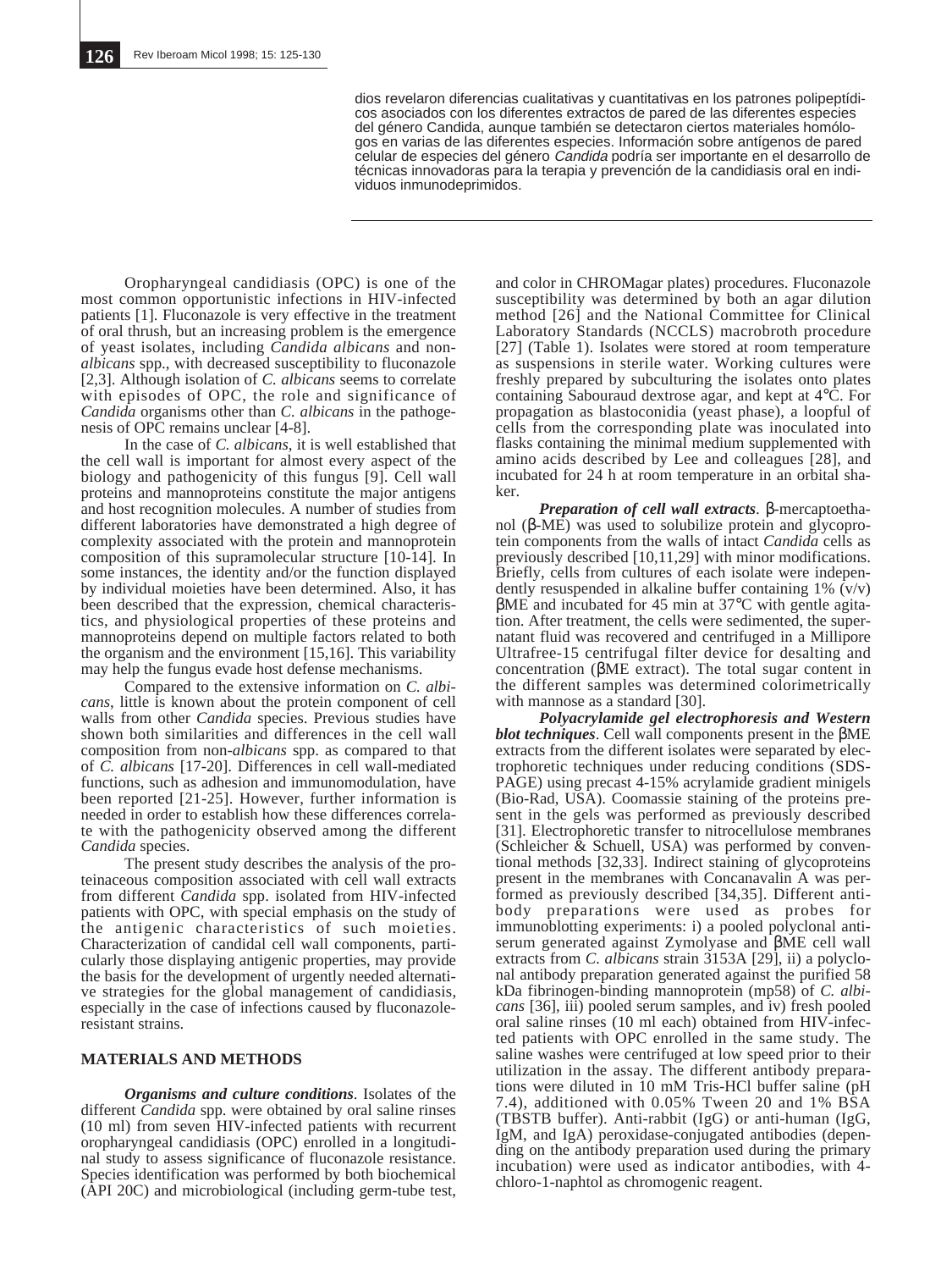dios revelaron diferencias cualitativas y cuantitativas en los patrones polipeptídicos asociados con los diferentes extractos de pared de las diferentes especies del género Candida, aunque también se detectaron ciertos materiales homólogos en varias de las diferentes especies. Información sobre antígenos de pared celular de especies del género *Candida* podría ser importante en el desarrollo de técnicas innovadoras para la terapia y prevención de la candidiasis oral en individuos inmunodeprimidos.

---

Oropharyngeal candidiasis (OPC) is one of the most common opportunistic infections in HIV-infected patients [1]. Fluconazole is very effective in the treatment of oral thrush, but an increasing problem is the emergence of yeast isolates, including *Candida albicans* and non-*albicans* spp., with decreased susceptibility to fluconazole [2,3]. Although isolation of *C. albicans* seems to correlate with episodes of OPC, the role and significance of *Candida* organisms other than *C. albicans* in the pathogenesis of OPC remains unclear [4-8].

In the case of *C. albicans*, it is well established that the cell wall is important for almost every aspect of the biology and pathogenicity of this fungus [9]. Cell wall proteins and mannoproteins constitute the major antigens and host recognition molecules. A number of studies from different laboratories have demonstrated a high degree of complexity associated with the protein and mannoprotein composition of this supramolecular structure [10-14]. In some instances, the identity and/or the function displayed by individual moieties have been determined. Also, it has been described that the expression, chemical characteristics, and physiological properties of these proteins and mannoproteins depend on multiple factors related to both the organism and the environment [15,16]. This variability may help the fungus evade host defense mechanisms.

Compared to the extensive information on *C. albicans*, little is known about the protein component of cell walls from other *Candida* species. Previous studies have shown both similarities and differences in the cell wall composition from non-*albicans* spp. as compared to that of *C. albicans* [17-20]. Differences in cell wall-mediated functions, such as adhesion and immunomodulation, have been reported [21-25]. However, further information is needed in order to establish how these differences correlate with the pathogenicity observed among the different *Candida* species.

The present study describes the analysis of the proteinaceous composition associated with cell wall extracts from different *Candida* spp. isolated from HIV-infected patients with OPC, with special emphasis on the study of the antigenic characteristics of such moieties. Characterization of candidal cell wall components, particularly those displaying antigenic properties, may provide the basis for the development of urgently needed alternative strategies for the global management of candidiasis, especially in the case of infections caused by fluconazole-resistant strains.

## MATERIALS AND METHODS

***Organisms and culture conditions***. Isolates of the different *Candida* spp. were obtained by oral saline rinses (10 ml) from seven HIV-infected patients with recurrent oropharyngeal candidiasis (OPC) enrolled in a longitudinal study to assess significance of fluconazole resistance. Species identification was performed by both biochemical (API 20C) and microbiological (including germ-tube test, and color in CHROMagar plates) procedures. Fluconazole susceptibility was determined by both an agar dilution method [26] and the National Committee for Clinical Laboratory Standards (NCCLS) macrobroth procedure [27] (Table 1). Isolates were stored at room temperature as suspensions in sterile water. Working cultures were freshly prepared by subculturing the isolates onto plates containing Sabouraud dextrose agar, and kept at 4°C. For propagation as blastoconidia (yeast phase), a loopful of cells from the corresponding plate was inoculated into flasks containing the minimal medium supplemented with amino acids described by Lee and colleagues [28], and incubated for 24 h at room temperature in an orbital shaker.

***Preparation of cell wall extracts***. β-mercaptoethanol (β-ME) was used to solubilize protein and glycoprotein components from the walls of intact *Candida* cells as previously described [10,11,29] with minor modifications. Briefly, cells from cultures of each isolate were independently resuspended in alkaline buffer containing 1% (v/v) βME and incubated for 45 min at 37°C with gentle agitation. After treatment, the cells were sedimented, the supernatant fluid was recovered and centrifuged in a Millipore Ultrafree-15 centrifugal filter device for desalting and concentration (βME extract). The total sugar content in the different samples was determined colorimetrically with mannose as a standard [30].

***Polyacrylamide gel electrophoresis and Western blot techniques***. Cell wall components present in the βME extracts from the different isolates were separated by electrophoretic techniques under reducing conditions (SDS-PAGE) using precast 4-15% acrylamide gradient minigels (Bio-Rad, USA). Coomassie staining of the proteins present in the gels was performed as previously described [31]. Electrophoretic transfer to nitrocellulose membranes (Schleicher & Schuell, USA) was performed by conventional methods [32,33]. Indirect staining of glycoproteins present in the membranes with Concanavalin A was performed as previously described [34,35]. Different antibody preparations were used as probes for immunoblotting experiments: i) a pooled polyclonal antiserum generated against Zymolyase and βME cell wall extracts from *C. albicans* strain 3153A [29], ii) a polyclonal antibody preparation generated against the purified 58 kDa fibrinogen-binding mannoprotein (mp58) of *C. albicans* [36], iii) pooled serum samples, and iv) fresh pooled oral saline rinses (10 ml each) obtained from HIV-infected patients with OPC enrolled in the same study. The saline washes were centrifuged at low speed prior to their utilization in the assay. The different antibody preparations were diluted in 10 mM Tris-HCl buffer saline (pH 7.4), additioned with 0.05% Tween 20 and 1% BSA (TBSTB buffer). Anti-rabbit (IgG) or anti-human (IgG, IgM, and IgA) peroxidase-conjugated antibodies (depending on the antibody preparation used during the primary incubation) were used as indicator antibodies, with 4-chloro-1-naphtol as chromogenic reagent.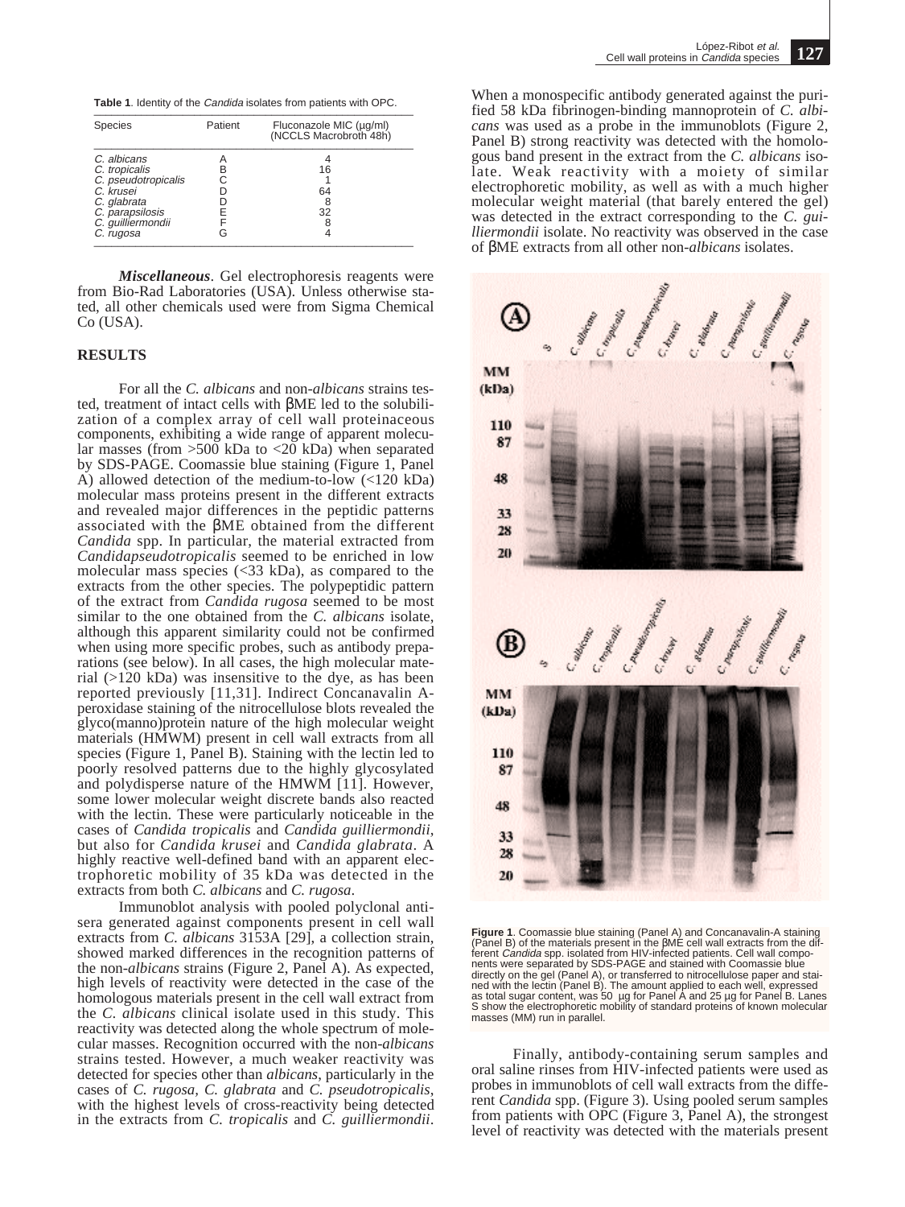**Table 1**. Identity of the *Candida* isolates from patients with OPC.

| Species | Patient | Fluconazole MIC (µg/ml) (NCCLS Macrobroth 48h) |
|---|---|---|
| *C. albicans* | A | 4 |
| *C. tropicalis* | B | 16 |
| *C. pseudotropicalis* | C | 1 |
| *C. krusei* | D | 64 |
| *C. glabrata* | D | 8 |
| *C. parapsilosis* | E | 32 |
| *C. guilliermondii* | F | 8 |
| *C. rugosa* | G | 4 |

***Miscellaneous***. Gel electrophoresis reagents were from Bio-Rad Laboratories (USA). Unless otherwise stated, all other chemicals used were from Sigma Chemical Co (USA).

## RESULTS

For all the *C. albicans* and non-*albicans* strains tested, treatment of intact cells with βME led to the solubilization of a complex array of cell wall proteinaceous components, exhibiting a wide range of apparent molecular masses (from >500 kDa to <20 kDa) when separated by SDS-PAGE. Coomassie blue staining (Figure 1, Panel A) allowed detection of the medium-to-low (<120 kDa) molecular mass proteins present in the different extracts and revealed major differences in the peptidic patterns associated with the βME obtained from the different *Candida* spp. In particular, the material extracted from *Candidapseudotropicalis* seemed to be enriched in low molecular mass species (<33 kDa), as compared to the extracts from the other species. The polypeptidic pattern of the extract from *Candida rugosa* seemed to be most similar to the one obtained from the *C. albicans* isolate, although this apparent similarity could not be confirmed when using more specific probes, such as antibody preparations (see below). In all cases, the high molecular material (>120 kDa) was insensitive to the dye, as has been reported previously [11,31]. Indirect Concanavalin A-peroxidase staining of the nitrocellulose blots revealed the glyco(manno)protein nature of the high molecular weight materials (HMWM) present in cell wall extracts from all species (Figure 1, Panel B). Staining with the lectin led to poorly resolved patterns due to the highly glycosylated and polydisperse nature of the HMWM [11]. However, some lower molecular weight discrete bands also reacted with the lectin. These were particularly noticeable in the cases of *Candida tropicalis* and *Candida guilliermondii*, but also for *Candida krusei* and *Candida glabrata*. A highly reactive well-defined band with an apparent electrophoretic mobility of 35 kDa was detected in the extracts from both *C. albicans* and *C. rugosa*.

Immunoblot analysis with pooled polyclonal antisera generated against components present in cell wall extracts from *C. albicans* 3153A [29], a collection strain, showed marked differences in the recognition patterns of the non-*albicans* strains (Figure 2, Panel A). As expected, high levels of reactivity were detected in the case of the homologous materials present in the cell wall extract from the *C. albicans* clinical isolate used in this study. This reactivity was detected along the whole spectrum of molecular masses. Recognition occurred with the non-*albicans* strains tested. However, a much weaker reactivity was detected for species other than *albicans*, particularly in the cases of *C. rugosa*, *C. glabrata* and *C. pseudotropicalis*, with the highest levels of cross-reactivity being detected in the extracts from *C. tropicalis* and *C. guilliermondii*.

When a monospecific antibody generated against the purified 58 kDa fibrinogen-binding mannoprotein of *C. albicans* was used as a probe in the immunoblots (Figure 2, Panel B) strong reactivity was detected with the homologous band present in the extract from the *C. albicans* isolate. Weak reactivity with a moiety of similar electrophoretic mobility, as well as with a much higher molecular weight material (that barely entered the gel) was detected in the extract corresponding to the *C. guilliermondii* isolate. No reactivity was observed in the case of βME extracts from all other non-*albicans* isolates.

**Figure 1**. Coomassie blue staining (Panel A) and Concanavalin-A staining (Panel B) of the materials present in the βME cell wall extracts from the different *Candida* spp. isolated from HIV-infected patients. Cell wall components were separated by SDS-PAGE and stained with Coomassie blue directly on the gel (Panel A), or transferred to nitrocellulose paper and stained with the lectin (Panel B). The amount applied to each well, expressed as total sugar content, was 50 µg for Panel A and 25 µg for Panel B. Lanes S show the electrophoretic mobility of standard proteins of known molecular masses (MM) run in parallel.

Finally, antibody-containing serum samples and oral saline rinses from HIV-infected patients were used as probes in immunoblots of cell wall extracts from the different *Candida* spp. (Figure 3). Using pooled serum samples from patients with OPC (Figure 3, Panel A), the strongest level of reactivity was detected with the materials present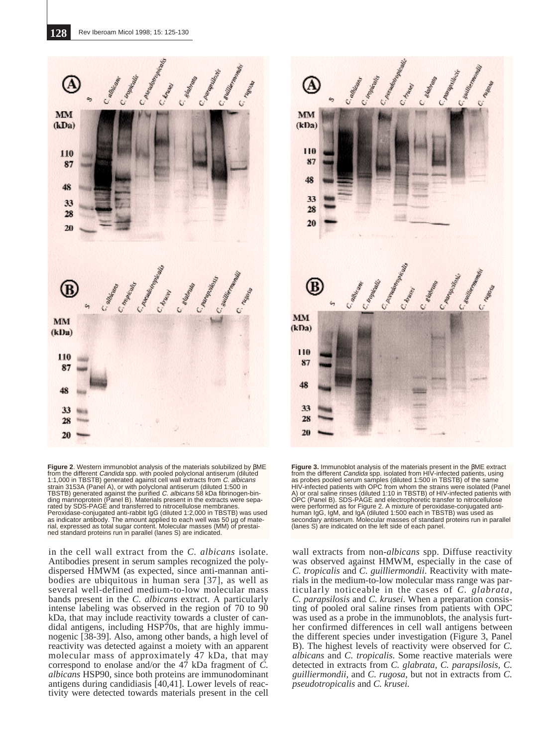**Figure 2**. Western immunoblot analysis of the materials solubilized by βME from the different *Candida* spp. with pooled polyclonal antiserum (diluted 1:1,000 in TBSTB) generated against cell wall extracts from *C. albicans* strain 3153A (Panel A), or with polyclonal antiserum (diluted 1:500 in TBSTB) generated against the purified *C. albicans* 58 kDa fibrinogen-binding mannoprotein (Panel B). Materials present in the extracts were separated by SDS-PAGE and transferred to nitrocellulose membranes. Peroxidase-conjugated anti-rabbit IgG (diluted 1:2,000 in TBSTB) was used as indicator antibody. The amount applied to each well was 50 µg of material, expressed as total sugar content. Molecular masses (MM) of prestained standard proteins run in parallel (lanes S) are indicated.

**Figure 3.** Immunoblot analysis of the materials present in the βME extract from the different *Candida* spp. isolated from HIV-infected patients, using as probes pooled serum samples (diluted 1:500 in TBSTB) of the same HIV-infected patients with OPC from whom the strains were isolated (Panel A) or oral saline rinses (diluted 1:10 in TBSTB) of HIV-infected patients with OPC (Panel B). SDS-PAGE and electrophoretic transfer to nitrocellulose were performed as for Figure 2. A mixture of peroxidase-conjugated anti-human IgG, IgM, and IgA (diluted 1:500 each in TBSTB) was used as secondary antiserum. Molecular masses of standard proteins run in parallel (lanes S) are indicated on the left side of each panel.

in the cell wall extract from the *C. albicans* isolate. Antibodies present in serum samples recognized the polydispersed HMWM (as expected, since anti-mannan antibodies are ubiquitous in human sera [37], as well as several well-defined medium-to-low molecular mass bands present in the *C. albicans* extract. A particularly intense labeling was observed in the region of 70 to 90 kDa, that may include reactivity towards a cluster of candidal antigens, including HSP70s, that are highly immunogenic [38-39]. Also, among other bands, a high level of reactivity was detected against a moiety with an apparent molecular mass of approximately 47 kDa, that may correspond to enolase and/or the 47 kDa fragment of *C. albicans* HSP90, since both proteins are immunodominant antigens during candidiasis [40,41]. Lower levels of reactivity were detected towards materials present in the cell wall extracts from non-*albicans* spp. Diffuse reactivity was observed against HMWM, especially in the case of *C. tropicalis* and *C. guilliermondii*. Reactivity with materials in the medium-to-low molecular mass range was particularly noticeable in the cases of *C. glabrata, C. parapsilosis* and *C. krusei*. When a preparation consisting of pooled oral saline rinses from patients with OPC was used as a probe in the immunoblots, the analysis further confirmed differences in cell wall antigens between the different species under investigation (Figure 3, Panel B). The highest levels of reactivity were observed for *C. albicans* and *C. tropicalis*. Some reactive materials were detected in extracts from *C. glabrata, C. parapsilosis, C. guilliermondii*, and *C. rugosa*, but not in extracts from *C. pseudotropicalis* and *C. krusei*.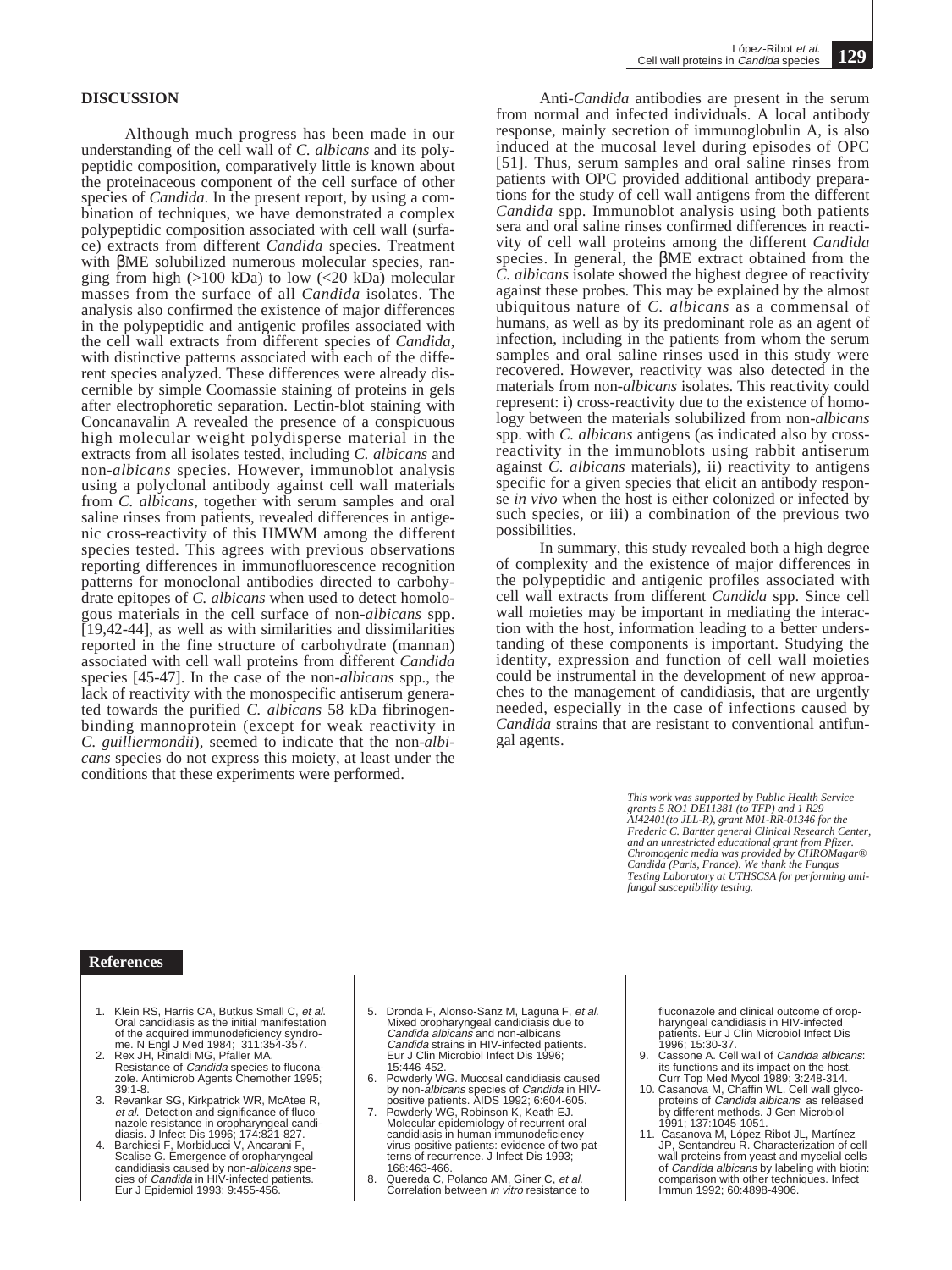## DISCUSSION

Although much progress has been made in our understanding of the cell wall of *C. albicans* and its polypeptidic composition, comparatively little is known about the proteinaceous component of the cell surface of other species of *Candida*. In the present report, by using a combination of techniques, we have demonstrated a complex polypeptidic composition associated with cell wall (surface) extracts from different *Candida* species. Treatment with βME solubilized numerous molecular species, ranging from high (>100 kDa) to low (<20 kDa) molecular masses from the surface of all *Candida* isolates. The analysis also confirmed the existence of major differences in the polypeptidic and antigenic profiles associated with the cell wall extracts from different species of *Candida*, with distinctive patterns associated with each of the different species analyzed. These differences were already discernible by simple Coomassie staining of proteins in gels after electrophoretic separation. Lectin-blot staining with Concanavalin A revealed the presence of a conspicuous high molecular weight polydisperse material in the extracts from all isolates tested, including *C. albicans* and non-*albicans* species. However, immunoblot analysis using a polyclonal antibody against cell wall materials from *C. albicans*, together with serum samples and oral saline rinses from patients, revealed differences in antigenic cross-reactivity of this HMWM among the different species tested. This agrees with previous observations reporting differences in immunofluorescence recognition patterns for monoclonal antibodies directed to carbohydrate epitopes of *C. albicans* when used to detect homologous materials in the cell surface of non-*albicans* spp. [19,42-44], as well as with similarities and dissimilarities reported in the fine structure of carbohydrate (mannan) associated with cell wall proteins from different *Candida* species [45-47]. In the case of the non-*albicans* spp., the lack of reactivity with the monospecific antiserum generated towards the purified *C. albicans* 58 kDa fibrinogen-binding mannoprotein (except for weak reactivity in *C. guilliermondii*), seemed to indicate that the non-*albicans* species do not express this moiety, at least under the conditions that these experiments were performed.

Anti-*Candida* antibodies are present in the serum from normal and infected individuals. A local antibody response, mainly secretion of immunoglobulin A, is also induced at the mucosal level during episodes of OPC [51]. Thus, serum samples and oral saline rinses from patients with OPC provided additional antibody preparations for the study of cell wall antigens from the different *Candida* spp. Immunoblot analysis using both patients sera and oral saline rinses confirmed differences in reactivity of cell wall proteins among the different *Candida* species. In general, the βME extract obtained from the *C. albicans* isolate showed the highest degree of reactivity against these probes. This may be explained by the almost ubiquitous nature of *C. albicans* as a commensal of humans, as well as by its predominant role as an agent of infection, including in the patients from whom the serum samples and oral saline rinses used in this study were recovered. However, reactivity was also detected in the materials from non-*albicans* isolates. This reactivity could represent: i) cross-reactivity due to the existence of homology between the materials solubilized from non-*albicans* spp. with *C. albicans* antigens (as indicated also by cross-reactivity in the immunoblots using rabbit antiserum against *C. albicans* materials), ii) reactivity to antigens specific for a given species that elicit an antibody response *in vivo* when the host is either colonized or infected by such species, or iii) a combination of the previous two possibilities.

In summary, this study revealed both a high degree of complexity and the existence of major differences in the polypeptidic and antigenic profiles associated with cell wall extracts from different *Candida* spp. Since cell wall moieties may be important in mediating the interaction with the host, information leading to a better understanding of these components is important. Studying the identity, expression and function of cell wall moieties could be instrumental in the development of new approaches to the management of candidiasis, that are urgently needed, especially in the case of infections caused by *Candida* strains that are resistant to conventional antifungal agents.

*This work was supported by Public Health Service grants 5 RO1 DE11381 (to TFP) and 1 R29 AI42401(to JLL-R), grant M01-RR-01346 for the Frederic C. Bartter general Clinical Research Center, and an unrestricted educational grant from Pfizer. Chromogenic media was provided by CHROMagar® Candida (Paris, France). We thank the Fungus Testing Laboratory at UTHSCSA for performing antifungal susceptibility testing.*

## References

1. Klein RS, Harris CA, Butkus Small C, *et al.* Oral candidiasis as the initial manifestation of the acquired immunodeficiency syndrome. N Engl J Med 1984; 311:354-357.
2. Rex JH, Rinaldi MG, Pfaller MA. Resistance of *Candida* species to fluconazole. Antimicrob Agents Chemother 1995; 39:1-8.
3. Revankar SG, Kirkpatrick WR, McAtee R, *et al.* Detection and significance of fluconazole resistance in oropharyngeal candidiasis. J Infect Dis 1996; 174:821-827.
4. Barchiesi F, Morbiducci V, Ancarani F, Scalise G. Emergence of oropharyngeal candidiasis caused by non-*albicans* species of *Candida* in HIV-infected patients. Eur J Epidemiol 1993; 9:455-456.
5. Dronda F, Alonso-Sanz M, Laguna F, *et al.* Mixed oropharyngeal candidiasis due to *Candida albicans* and non-albicans *Candida* strains in HIV-infected patients. Eur J Clin Microbiol Infect Dis 1996; 15:446-452.
6. Powderly WG. Mucosal candidiasis caused by non-*albicans* species of *Candida* in HIV-positive patients. AIDS 1992; 6:604-605.
7. Powderly WG, Robinson K, Keath EJ. Molecular epidemiology of recurrent oral candidiasis in human immunodeficiency virus-positive patients: evidence of two patterns of recurrence. J Infect Dis 1993; 168:463-466.
8. Quereda C, Polanco AM, Giner C, *et al.* Correlation between *in vitro* resistance to fluconazole and clinical outcome of oropharyngeal candidiasis in HIV-infected patients. Eur J Clin Microbiol Infect Dis 1996; 15:30-37.
9. Cassone A. Cell wall of *Candida albicans*: its functions and its impact on the host. Curr Top Med Mycol 1989; 3:248-314.
10. Casanova M, Chaffin WL. Cell wall glycoproteins of *Candida albicans* as released by different methods. J Gen Microbiol 1991; 137:1045-1051.
11. Casanova M, López-Ribot JL, Martínez JP, Sentandreu R. Characterization of cell wall proteins from yeast and mycelial cells of *Candida albicans* by labeling with biotin: comparison with other techniques. Infect Immun 1992; 60:4898-4906.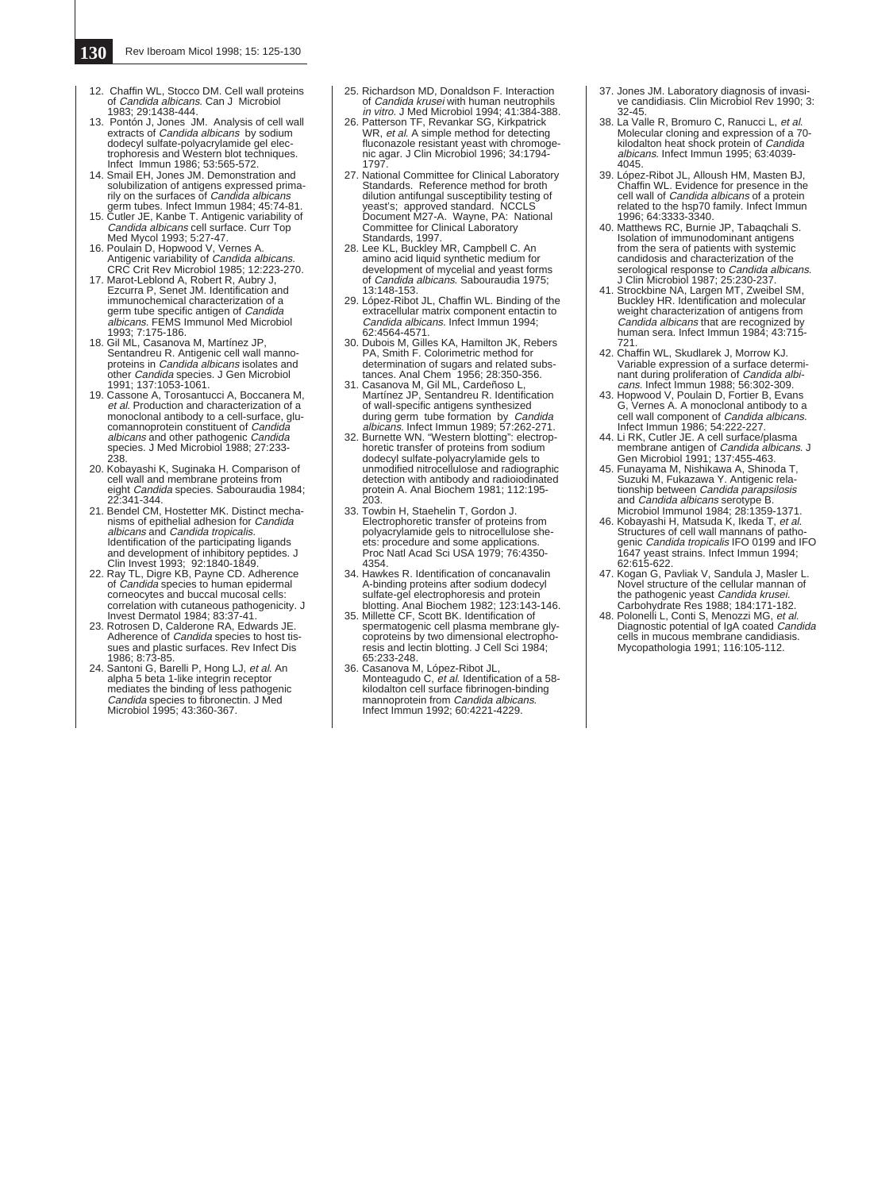12. Chaffin WL, Stocco DM. Cell wall proteins of *Candida albicans*. Can J Microbiol 1983; 29:1438-444.
13. Pontón J, Jones JM. Analysis of cell wall extracts of *Candida albicans* by sodium dodecyl sulfate-polyacrylamide gel electrophoresis and Western blot techniques. Infect Immun 1986; 53:565-572.
14. Smail EH, Jones JM. Demonstration and solubilization of antigens expressed primarily on the surfaces of *Candida albicans* germ tubes. Infect Immun 1984; 45:74-81.
15. Cutler JE, Kanbe T. Antigenic variability of *Candida albicans* cell surface. Curr Top Med Mycol 1993; 5:27-47.
16. Poulain D, Hopwood V, Vernes A. Antigenic variability of *Candida albicans*. CRC Crit Rev Microbiol 1985; 12:223-270.
17. Marot-Leblond A, Robert R, Aubry J, Ezcurra P, Senet JM. Identification and immunochemical characterization of a germ tube specific antigen of *Candida albicans*. FEMS Immunol Med Microbiol 1993; 7:175-186.
18. Gil ML, Casanova M, Martínez JP, Sentandreu R. Antigenic cell wall mannoproteins in *Candida albicans* isolates and other *Candida* species. J Gen Microbiol 1991; 137:1053-1061.
19. Cassone A, Torosantucci A, Boccanera M, *et al*. Production and characterization of a monoclonal antibody to a cell-surface, glucomannoprotein constituent of *Candida albicans* and other pathogenic *Candida* species. J Med Microbiol 1988; 27:233-238.
20. Kobayashi K, Suginaka H. Comparison of cell wall and membrane proteins from eight *Candida* species. Sabouraudia 1984; 22:341-344.
21. Bendel CM, Hostetter MK. Distinct mechanisms of epithelial adhesion for *Candida albicans* and *Candida tropicalis*. Identification of the participating ligands and development of inhibitory peptides. J Clin Invest 1993; 92:1840-1849.
22. Ray TL, Digre KB, Payne CD. Adherence of *Candida* species to human epidermal corneocytes and buccal mucosal cells: correlation with cutaneous pathogenicity. J Invest Dermatol 1984; 83:37-41.
23. Rotrosen D, Calderone RA, Edwards JE. Adherence of *Candida* species to host tissues and plastic surfaces. Rev Infect Dis 1986; 8:73-85.
24. Santoni G, Barelli P, Hong LJ, *et al*. An alpha 5 beta 1-like integrin receptor mediates the binding of less pathogenic *Candida* species to fibronectin. J Med Microbiol 1995; 43:360-367.
25. Richardson MD, Donaldson F. Interaction of *Candida krusei* with human neutrophils *in vitro*. J Med Microbiol 1994; 41:384-388.
26. Patterson TF, Revankar SG, Kirkpatrick WR, *et al*. A simple method for detecting fluconazole resistant yeast with chromogenic agar. J Clin Microbiol 1996; 34:1794-1797.
27. National Committee for Clinical Laboratory Standards. Reference method for broth dilution antifungal susceptibility testing of yeast's; approved standard. NCCLS Document M27-A. Wayne, PA: National Committee for Clinical Laboratory Standards, 1997.
28. Lee KL, Buckley MR, Campbell C. An amino acid liquid synthetic medium for development of mycelial and yeast forms of *Candida albicans*. Sabouraudia 1975; 13:148-153.
29. López-Ribot JL, Chaffin WL. Binding of the extracellular matrix component entactin to *Candida albicans*. Infect Immun 1994; 62:4564-4571.
30. Dubois M, Gilles KA, Hamilton JK, Rebers PA, Smith F. Colorimetric method for determination of sugars and related substances. Anal Chem 1956; 28:350-356.
31. Casanova M, Gil ML, Cardeñoso L, Martínez JP, Sentandreu R. Identification of wall-specific antigens synthesized during germ tube formation by *Candida albicans*. Infect Immun 1989; 57:262-271.
32. Burnette WN. "Western blotting": electrophoretic transfer of proteins from sodium dodecyl sulfate-polyacrylamide gels to unmodified nitrocellulose and radiographic detection with antibody and radioiodinated protein A. Anal Biochem 1981; 112:195-203.
33. Towbin H, Staehelin T, Gordon J. Electrophoretic transfer of proteins from polyacrylamide gels to nitrocellulose sheets: procedure and some applications. Proc Natl Acad Sci USA 1979; 76:4350-4354.
34. Hawkes R. Identification of concanavalin A-binding proteins after sodium dodecyl sulfate-gel electrophoresis and protein blotting. Anal Biochem 1982; 123:143-146.
35. Millette CF, Scott BK. Identification of spermatogenic cell plasma membrane glycoproteins by two dimensional electrophoresis and lectin blotting. J Cell Sci 1984; 65:233-248.
36. Casanova M, López-Ribot JL, Monteagudo C, *et al*. Identification of a 58-kilodalton cell surface fibrinogen-binding mannoprotein from *Candida albicans*. Infect Immun 1992; 60:4221-4229.
37. Jones JM. Laboratory diagnosis of invasive candidiasis. Clin Microbiol Rev 1990; 3: 32-45.
38. La Valle R, Bromuro C, Ranucci L, *et al*. Molecular cloning and expression of a 70-kilodalton heat shock protein of *Candida albicans*. Infect Immun 1995; 63:4039-4045.
39. López-Ribot JL, Alloush HM, Masten BJ, Chaffin WL. Evidence for presence in the cell wall of *Candida albicans* of a protein related to the hsp70 family. Infect Immun 1996; 64:3333-3340.
40. Matthews RC, Burnie JP, Tabaqchali S. Isolation of immunodominant antigens from the sera of patients with systemic candidosis and characterization of the serological response to *Candida albicans*. J Clin Microbiol 1987; 25:230-237.
41. Strockbine NA, Largen MT, Zweibel SM, Buckley HR. Identification and molecular weight characterization of antigens from *Candida albicans* that are recognized by human sera. Infect Immun 1984; 43:715-721.
42. Chaffin WL, Skudlarek J, Morrow KJ. Variable expression of a surface determinant during proliferation of *Candida albicans*. Infect Immun 1988; 56:302-309.
43. Hopwood V, Poulain D, Fortier B, Evans G, Vernes A. A monoclonal antibody to a cell wall component of *Candida albicans*. Infect Immun 1986; 54:222-227.
44. Li RK, Cutler JE. A cell surface/plasma membrane antigen of *Candida albicans*. J Gen Microbiol 1991; 137:455-463.
45. Funayama M, Nishikawa A, Shinoda T, Suzuki M, Fukazawa Y. Antigenic relationship between *Candida parapsilosis* and *Candida albicans* serotype B. Microbiol Immunol 1984; 28:1359-1371.
46. Kobayashi H, Matsuda K, Ikeda T, *et al*. Structures of cell wall mannans of pathogenic *Candida tropicalis* IFO 0199 and IFO 1647 yeast strains. Infect Immun 1994; 62:615-622.
47. Kogan G, Pavliak V, Sandula J, Masler L. Novel structure of the cellular mannan of the pathogenic yeast *Candida krusei*. Carbohydrate Res 1988; 184:171-182.
48. Polonelli L, Conti S, Menozzi MG, *et al*. Diagnostic potential of IgA coated *Candida* cells in mucous membrane candidiasis. Mycopathologia 1991; 116:105-112.